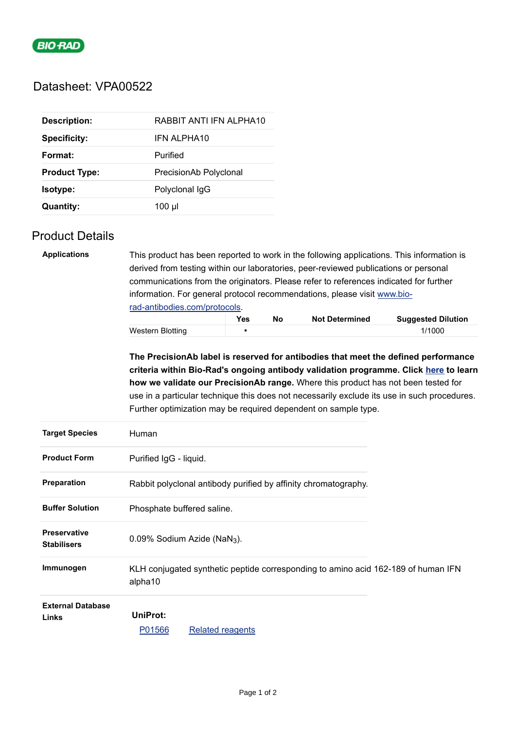# Datasheet: VPA00522

| | |
|---|---|
| **Description:** | RABBIT ANTI IFN ALPHA10 |
| **Specificity:** | IFN ALPHA10 |
| **Format:** | Purified |
| **Product Type:** | PrecisionAb Polyclonal |
| **Isotype:** | Polyclonal IgG |
| **Quantity:** | 100 µl |

## Product Details

**Applications**

This product has been reported to work in the following applications. This information is derived from testing within our laboratories, peer-reviewed publications or personal communications from the originators. Please refer to references indicated for further information. For general protocol recommendations, please visit www.bio-rad-antibodies.com/protocols.

| | Yes | No | Not Determined | Suggested Dilution |
|---|---|---|---|---|
| Western Blotting | ▪ | | | 1/1000 |

**The PrecisionAb label is reserved for antibodies that meet the defined performance criteria within Bio-Rad's ongoing antibody validation programme. Click here to learn how we validate our PrecisionAb range.** Where this product has not been tested for use in a particular technique this does not necessarily exclude its use in such procedures. Further optimization may be required dependent on sample type.

| | |
|---|---|
| **Target Species** | Human |
| **Product Form** | Purified IgG - liquid. |
| **Preparation** | Rabbit polyclonal antibody purified by affinity chromatography. |
| **Buffer Solution** | Phosphate buffered saline. |
| **Preservative Stabilisers** | 0.09% Sodium Azide ($NaN_3$). |
| **Immunogen** | KLH conjugated synthetic peptide corresponding to amino acid 162-189 of human IFN alpha10 |
| **External Database Links** | **UniProt:** P01566 Related reagents |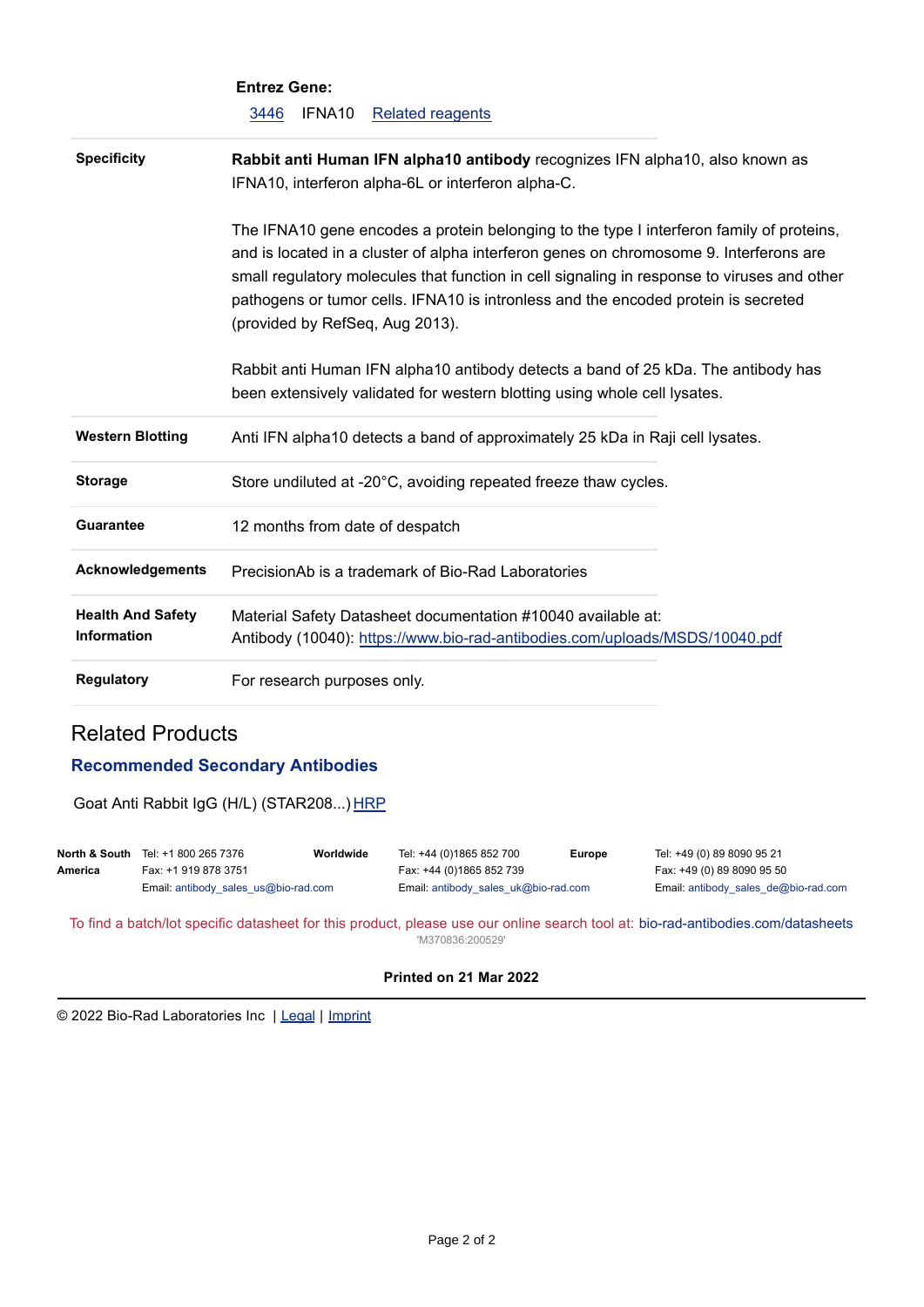**Entrez Gene:**

3446 IFNA10 Related reagents

| | |
|---|---|
| **Specificity** | **Rabbit anti Human IFN alpha10 antibody** recognizes IFN alpha10, also known as IFNA10, interferon alpha-6L or interferon alpha-C.<br><br>The IFNA10 gene encodes a protein belonging to the type I interferon family of proteins, and is located in a cluster of alpha interferon genes on chromosome 9. Interferons are small regulatory molecules that function in cell signaling in response to viruses and other pathogens or tumor cells. IFNA10 is intronless and the encoded protein is secreted (provided by RefSeq, Aug 2013).<br><br>Rabbit anti Human IFN alpha10 antibody detects a band of 25 kDa. The antibody has been extensively validated for western blotting using whole cell lysates. |
| **Western Blotting** | Anti IFN alpha10 detects a band of approximately 25 kDa in Raji cell lysates. |
| **Storage** | Store undiluted at -20°C, avoiding repeated freeze thaw cycles. |
| **Guarantee** | 12 months from date of despatch |
| **Acknowledgements** | PrecisionAb is a trademark of Bio-Rad Laboratories |
| **Health And Safety Information** | Material Safety Datasheet documentation #10040 available at:<br>Antibody (10040): https://www.bio-rad-antibodies.com/uploads/MSDS/10040.pdf |
| **Regulatory** | For research purposes only. |

## Related Products

### Recommended Secondary Antibodies

Goat Anti Rabbit IgG (H/L) (STAR208...) HRP

| | | | | | |
|---|---|---|---|---|---|
| **North & South America** | Tel: +1 800 265 7376<br>Fax: +1 919 878 3751<br>Email: antibody_sales_us@bio-rad.com | **Worldwide** | Tel: +44 (0)1865 852 700<br>Fax: +44 (0)1865 852 739<br>Email: antibody_sales_uk@bio-rad.com | **Europe** | Tel: +49 (0) 89 8090 95 21<br>Fax: +49 (0) 89 8090 95 50<br>Email: antibody_sales_de@bio-rad.com |

To find a batch/lot specific datasheet for this product, please use our online search tool at: bio-rad-antibodies.com/datasheets

'M370836:200529'

**Printed on 21 Mar 2022**

© 2022 Bio-Rad Laboratories Inc | Legal | Imprint